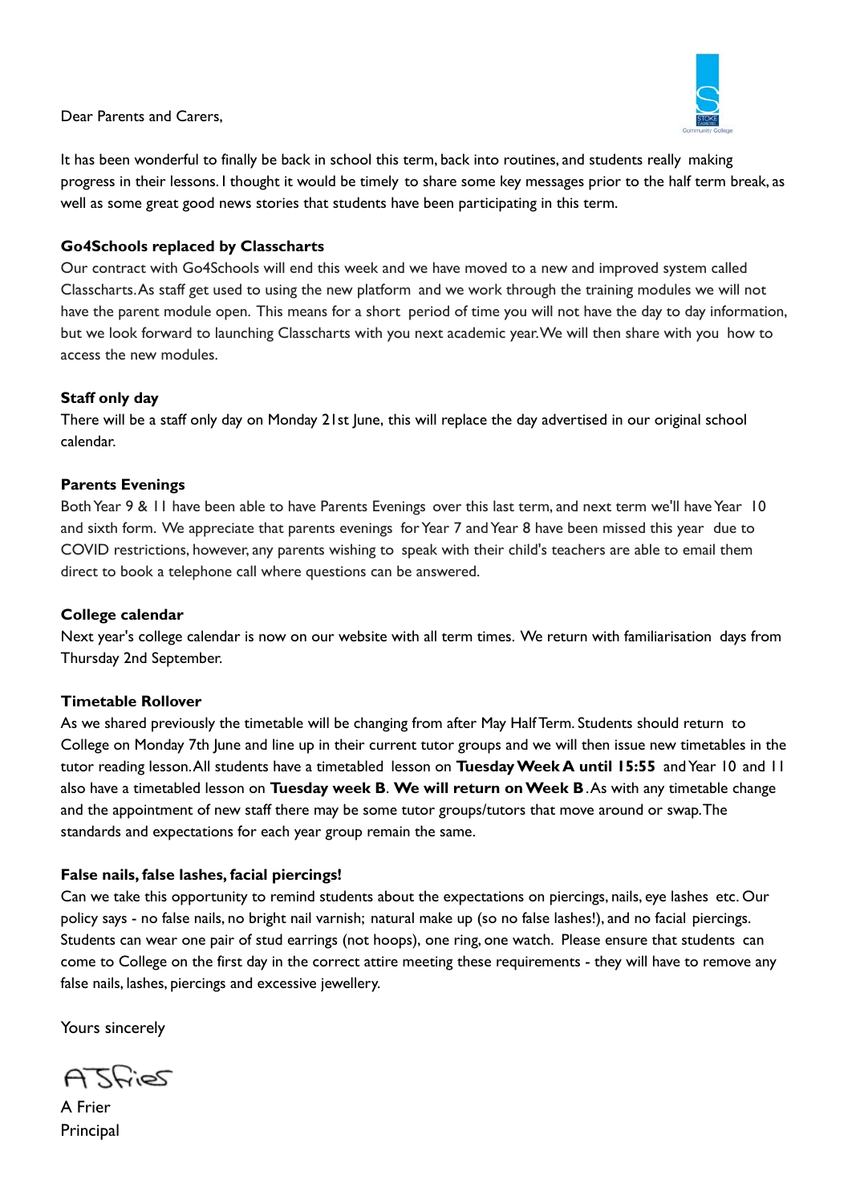Dear Parents and Carers,

It has been wonderful to finally be back in school this term, back into routines, and students really making progress in their lessons. I thought it would be timely to share some key messages prior to the half term break, as well as some great good news stories that students have been participating in this term.

**Go4Schools replaced by Classcharts**

Our contract with Go4Schools will end this week and we have moved to a new and improved system called Classcharts. As staff get used to using the new platform and we work through the training modules we will not have the parent module open. This means for a short period of time you will not have the day to day information, but we look forward to launching Classcharts with you next academic year. We will then share with you how to access the new modules.

**Staff only day**

There will be a staff only day on Monday 21st June, this will replace the day advertised in our original school calendar.

**Parents Evenings**

Both Year 9 & 11 have been able to have Parents Evenings over this last term, and next term we'll have Year 10 and sixth form. We appreciate that parents evenings for Year 7 and Year 8 have been missed this year due to COVID restrictions, however, any parents wishing to speak with their child's teachers are able to email them direct to book a telephone call where questions can be answered.

**College calendar**

Next year's college calendar is now on our website with all term times. We return with familiarisation days from Thursday 2nd September.

**Timetable Rollover**

As we shared previously the timetable will be changing from after May Half Term. Students should return to College on Monday 7th June and line up in their current tutor groups and we will then issue new timetables in the tutor reading lesson. All students have a timetabled lesson on **Tuesday Week A until 15:55** and Year 10 and 11 also have a timetabled lesson on **Tuesday week B**. **We will return on Week B**. As with any timetable change and the appointment of new staff there may be some tutor groups/tutors that move around or swap. The standards and expectations for each year group remain the same.

**False nails, false lashes, facial piercings!**

Can we take this opportunity to remind students about the expectations on piercings, nails, eye lashes etc. Our policy says - no false nails, no bright nail varnish; natural make up (so no false lashes!), and no facial piercings. Students can wear one pair of stud earrings (not hoops), one ring, one watch. Please ensure that students can come to College on the first day in the correct attire meeting these requirements - they will have to remove any false nails, lashes, piercings and excessive jewellery.

Yours sincerely

A Frier

Principal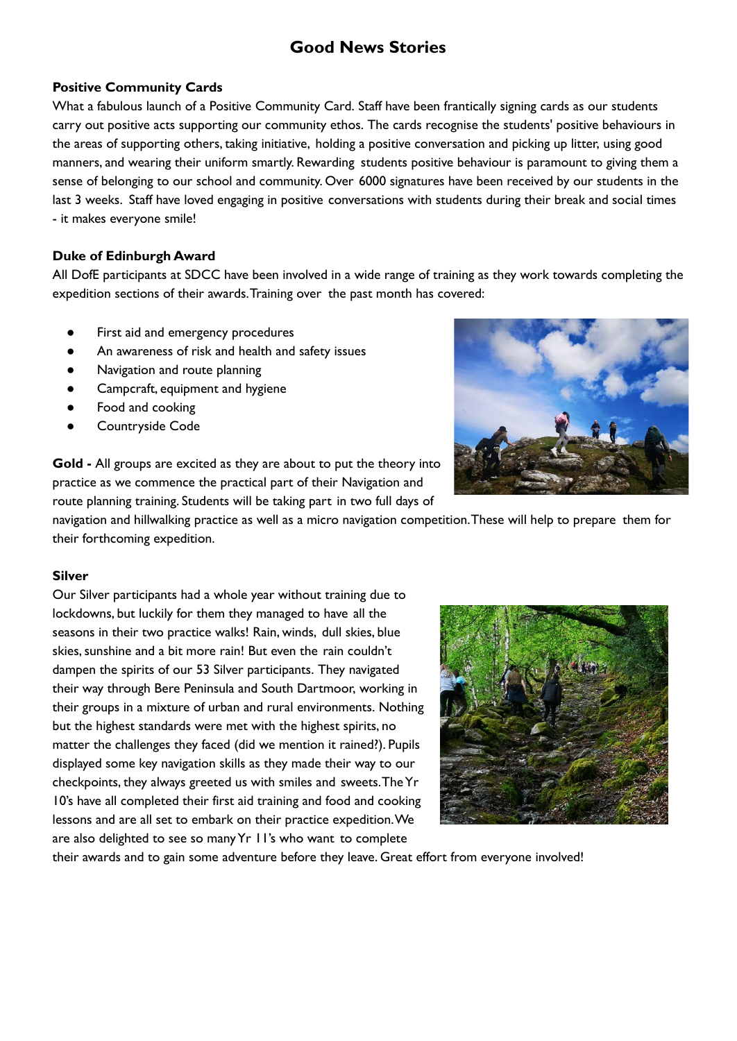# Good News Stories

**Positive Community Cards**

What a fabulous launch of a Positive Community Card. Staff have been frantically signing cards as our students carry out positive acts supporting our community ethos. The cards recognise the students' positive behaviours in the areas of supporting others, taking initiative, holding a positive conversation and picking up litter, using good manners, and wearing their uniform smartly. Rewarding students positive behaviour is paramount to giving them a sense of belonging to our school and community. Over 6000 signatures have been received by our students in the last 3 weeks. Staff have loved engaging in positive conversations with students during their break and social times - it makes everyone smile!

**Duke of Edinburgh Award**

All DofE participants at SDCC have been involved in a wide range of training as they work towards completing the expedition sections of their awards. Training over the past month has covered:

- First aid and emergency procedures
- An awareness of risk and health and safety issues
- Navigation and route planning
- Campcraft, equipment and hygiene
- Food and cooking
- Countryside Code

**Gold -** All groups are excited as they are about to put the theory into practice as we commence the practical part of their Navigation and route planning training. Students will be taking part in two full days of navigation and hillwalking practice as well as a micro navigation competition. These will help to prepare them for their forthcoming expedition.

**Silver**

Our Silver participants had a whole year without training due to lockdowns, but luckily for them they managed to have all the seasons in their two practice walks! Rain, winds, dull skies, blue skies, sunshine and a bit more rain! But even the rain couldn't dampen the spirits of our 53 Silver participants. They navigated their way through Bere Peninsula and South Dartmoor, working in their groups in a mixture of urban and rural environments. Nothing but the highest standards were met with the highest spirits, no matter the challenges they faced (did we mention it rained?). Pupils displayed some key navigation skills as they made their way to our checkpoints, they always greeted us with smiles and sweets. The Yr 10's have all completed their first aid training and food and cooking lessons and are all set to embark on their practice expedition. We are also delighted to see so many Yr 11's who want to complete their awards and to gain some adventure before they leave. Great effort from everyone involved!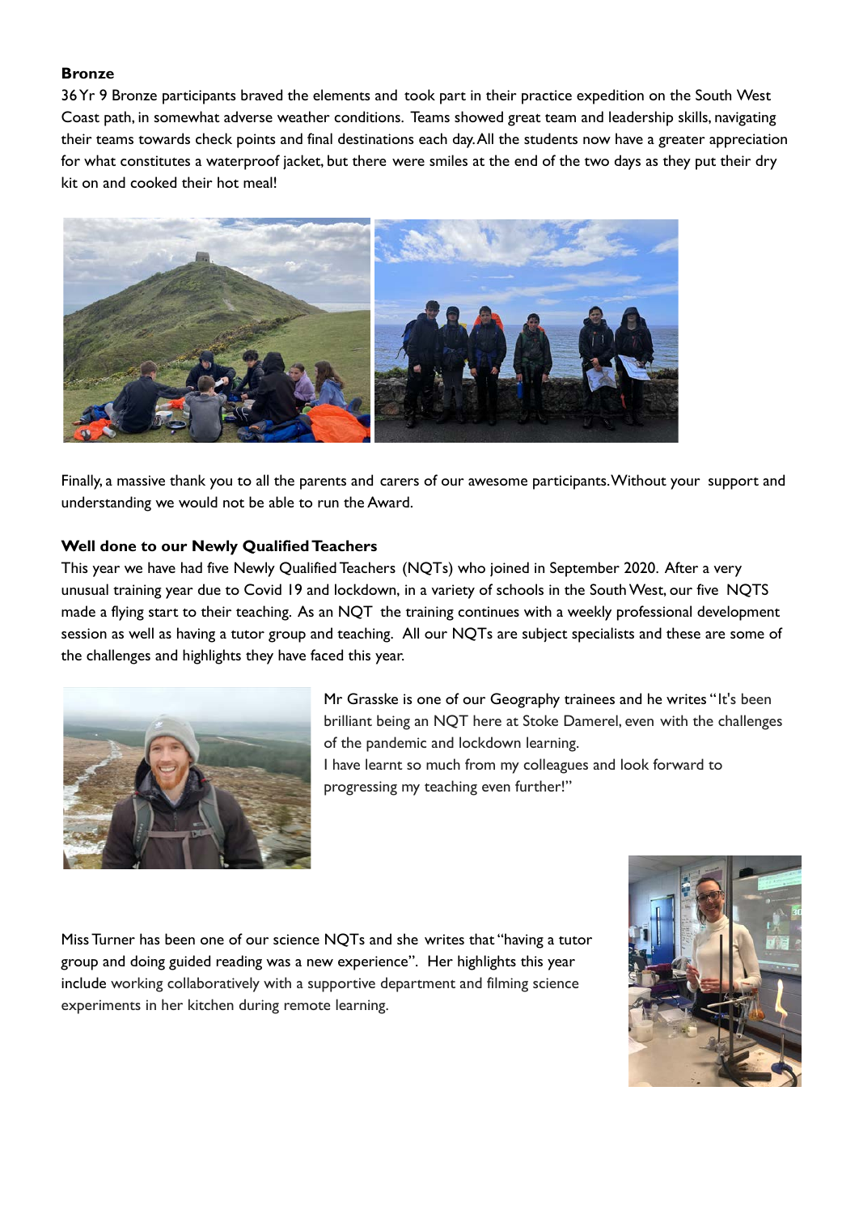**Bronze**

36 Yr 9 Bronze participants braved the elements and took part in their practice expedition on the South West Coast path, in somewhat adverse weather conditions. Teams showed great team and leadership skills, navigating their teams towards check points and final destinations each day. All the students now have a greater appreciation for what constitutes a waterproof jacket, but there were smiles at the end of the two days as they put their dry kit on and cooked their hot meal!

Finally, a massive thank you to all the parents and carers of our awesome participants. Without your support and understanding we would not be able to run the Award.

**Well done to our Newly Qualified Teachers**

This year we have had five Newly Qualified Teachers (NQTs) who joined in September 2020. After a very unusual training year due to Covid 19 and lockdown, in a variety of schools in the South West, our five NQTS made a flying start to their teaching. As an NQT the training continues with a weekly professional development session as well as having a tutor group and teaching. All our NQTs are subject specialists and these are some of the challenges and highlights they have faced this year.

Mr Grasske is one of our Geography trainees and he writes "It's been brilliant being an NQT here at Stoke Damerel, even with the challenges of the pandemic and lockdown learning.
I have learnt so much from my colleagues and look forward to progressing my teaching even further!"

Miss Turner has been one of our science NQTs and she writes that "having a tutor group and doing guided reading was a new experience". Her highlights this year include working collaboratively with a supportive department and filming science experiments in her kitchen during remote learning.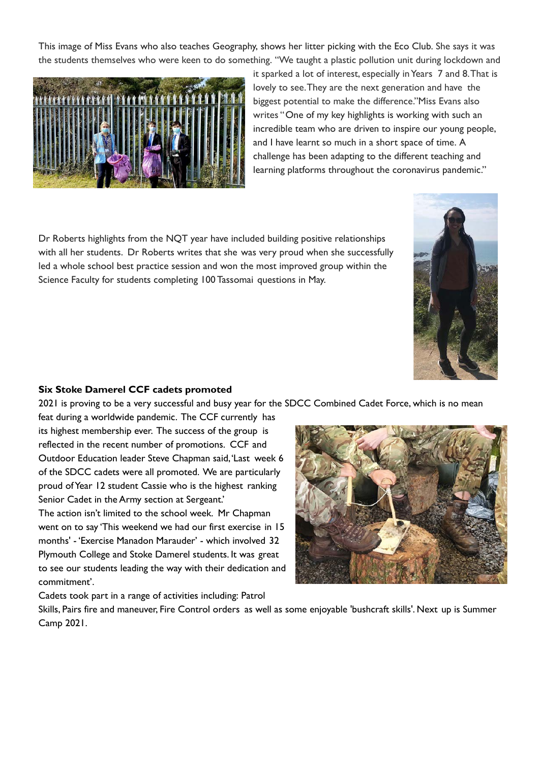This image of Miss Evans who also teaches Geography, shows her litter picking with the Eco Club. She says it was the students themselves who were keen to do something. "We taught a plastic pollution unit during lockdown and it sparked a lot of interest, especially in Years 7 and 8. That is lovely to see. They are the next generation and have the biggest potential to make the difference." Miss Evans also writes "One of my key highlights is working with such an incredible team who are driven to inspire our young people, and I have learnt so much in a short space of time. A challenge has been adapting to the different teaching and learning platforms throughout the coronavirus pandemic."

Dr Roberts highlights from the NQT year have included building positive relationships with all her students. Dr Roberts writes that she was very proud when she successfully led a whole school best practice session and won the most improved group within the Science Faculty for students completing 100 Tassomai questions in May.

**Six Stoke Damerel CCF cadets promoted**

2021 is proving to be a very successful and busy year for the SDCC Combined Cadet Force, which is no mean feat during a worldwide pandemic. The CCF currently has its highest membership ever. The success of the group is reflected in the recent number of promotions. CCF and Outdoor Education leader Steve Chapman said, 'Last week 6 of the SDCC cadets were all promoted. We are particularly proud of Year 12 student Cassie who is the highest ranking Senior Cadet in the Army section at Sergeant.'

The action isn't limited to the school week. Mr Chapman went on to say 'This weekend we had our first exercise in 15 months' - 'Exercise Manadon Marauder' - which involved 32 Plymouth College and Stoke Damerel students. It was great to see our students leading the way with their dedication and commitment'.

Cadets took part in a range of activities including: Patrol Skills, Pairs fire and maneuver, Fire Control orders as well as some enjoyable 'bushcraft skills'. Next up is Summer Camp 2021.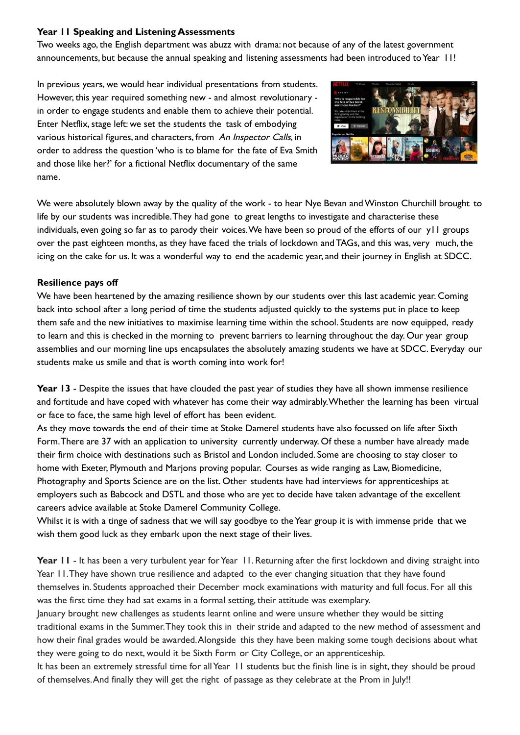**Year 11 Speaking and Listening Assessments**

Two weeks ago, the English department was abuzz with drama: not because of any of the latest government announcements, but because the annual speaking and listening assessments had been introduced to Year 11!

In previous years, we would hear individual presentations from students. However, this year required something new - and almost revolutionary - in order to engage students and enable them to achieve their potential. Enter Netflix, stage left: we set the students the task of embodying various historical figures, and characters, from *An Inspector Calls*, in order to address the question 'who is to blame for the fate of Eva Smith and those like her?' for a fictional Netflix documentary of the same name.

We were absolutely blown away by the quality of the work - to hear Nye Bevan and Winston Churchill brought to life by our students was incredible. They had gone to great lengths to investigate and characterise these individuals, even going so far as to parody their voices. We have been so proud of the efforts of our y11 groups over the past eighteen months, as they have faced the trials of lockdown and TAGs, and this was, very much, the icing on the cake for us. It was a wonderful way to end the academic year, and their journey in English at SDCC.

**Resilience pays off**

We have been heartened by the amazing resilience shown by our students over this last academic year. Coming back into school after a long period of time the students adjusted quickly to the systems put in place to keep them safe and the new initiatives to maximise learning time within the school. Students are now equipped, ready to learn and this is checked in the morning to prevent barriers to learning throughout the day. Our year group assemblies and our morning line ups encapsulates the absolutely amazing students we have at SDCC. Everyday our students make us smile and that is worth coming into work for!

**Year 13** - Despite the issues that have clouded the past year of studies they have all shown immense resilience and fortitude and have coped with whatever has come their way admirably. Whether the learning has been virtual or face to face, the same high level of effort has been evident.

As they move towards the end of their time at Stoke Damerel students have also focussed on life after Sixth Form. There are 37 with an application to university currently underway. Of these a number have already made their firm choice with destinations such as Bristol and London included. Some are choosing to stay closer to home with Exeter, Plymouth and Marjons proving popular. Courses as wide ranging as Law, Biomedicine, Photography and Sports Science are on the list. Other students have had interviews for apprenticeships at employers such as Babcock and DSTL and those who are yet to decide have taken advantage of the excellent careers advice available at Stoke Damerel Community College.

Whilst it is with a tinge of sadness that we will say goodbye to the Year group it is with immense pride that we wish them good luck as they embark upon the next stage of their lives.

**Year 11** - It has been a very turbulent year for Year 11. Returning after the first lockdown and diving straight into Year 11. They have shown true resilience and adapted to the ever changing situation that they have found themselves in. Students approached their December mock examinations with maturity and full focus. For all this was the first time they had sat exams in a formal setting, their attitude was exemplary.

January brought new challenges as students learnt online and were unsure whether they would be sitting traditional exams in the Summer. They took this in their stride and adapted to the new method of assessment and how their final grades would be awarded. Alongside this they have been making some tough decisions about what they were going to do next, would it be Sixth Form or City College, or an apprenticeship.

It has been an extremely stressful time for all Year 11 students but the finish line is in sight, they should be proud of themselves. And finally they will get the right of passage as they celebrate at the Prom in July!!